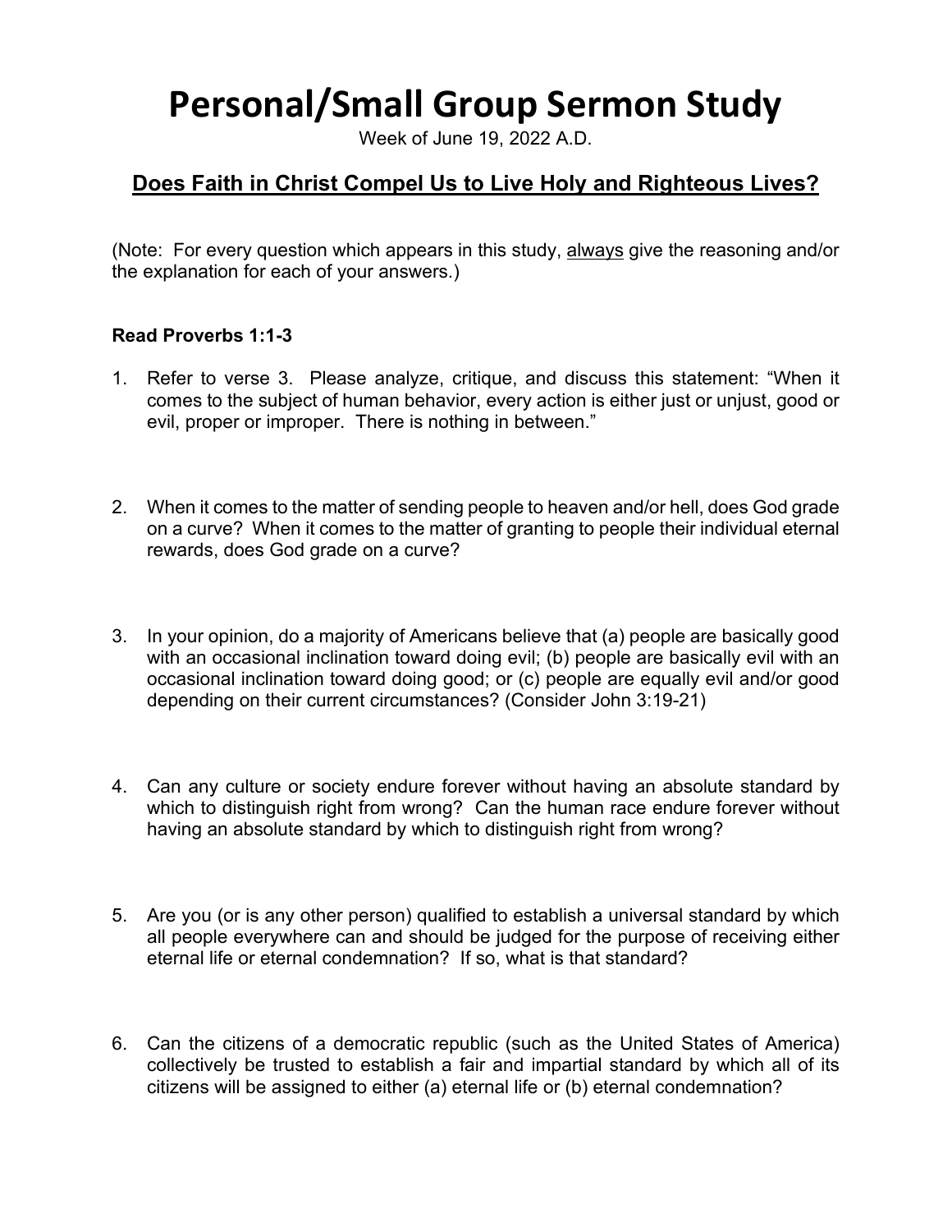# Personal/Small Group Sermon Study

Week of June 19, 2022 A.D.

## Does Faith in Christ Compel Us to Live Holy and Righteous Lives?

(Note: For every question which appears in this study, always give the reasoning and/or the explanation for each of your answers.)

**Read Proverbs 1:1-3**

1. Refer to verse 3. Please analyze, critique, and discuss this statement: "When it comes to the subject of human behavior, every action is either just or unjust, good or evil, proper or improper. There is nothing in between."

2. When it comes to the matter of sending people to heaven and/or hell, does God grade on a curve? When it comes to the matter of granting to people their individual eternal rewards, does God grade on a curve?

3. In your opinion, do a majority of Americans believe that (a) people are basically good with an occasional inclination toward doing evil; (b) people are basically evil with an occasional inclination toward doing good; or (c) people are equally evil and/or good depending on their current circumstances? (Consider John 3:19-21)

4. Can any culture or society endure forever without having an absolute standard by which to distinguish right from wrong? Can the human race endure forever without having an absolute standard by which to distinguish right from wrong?

5. Are you (or is any other person) qualified to establish a universal standard by which all people everywhere can and should be judged for the purpose of receiving either eternal life or eternal condemnation? If so, what is that standard?

6. Can the citizens of a democratic republic (such as the United States of America) collectively be trusted to establish a fair and impartial standard by which all of its citizens will be assigned to either (a) eternal life or (b) eternal condemnation?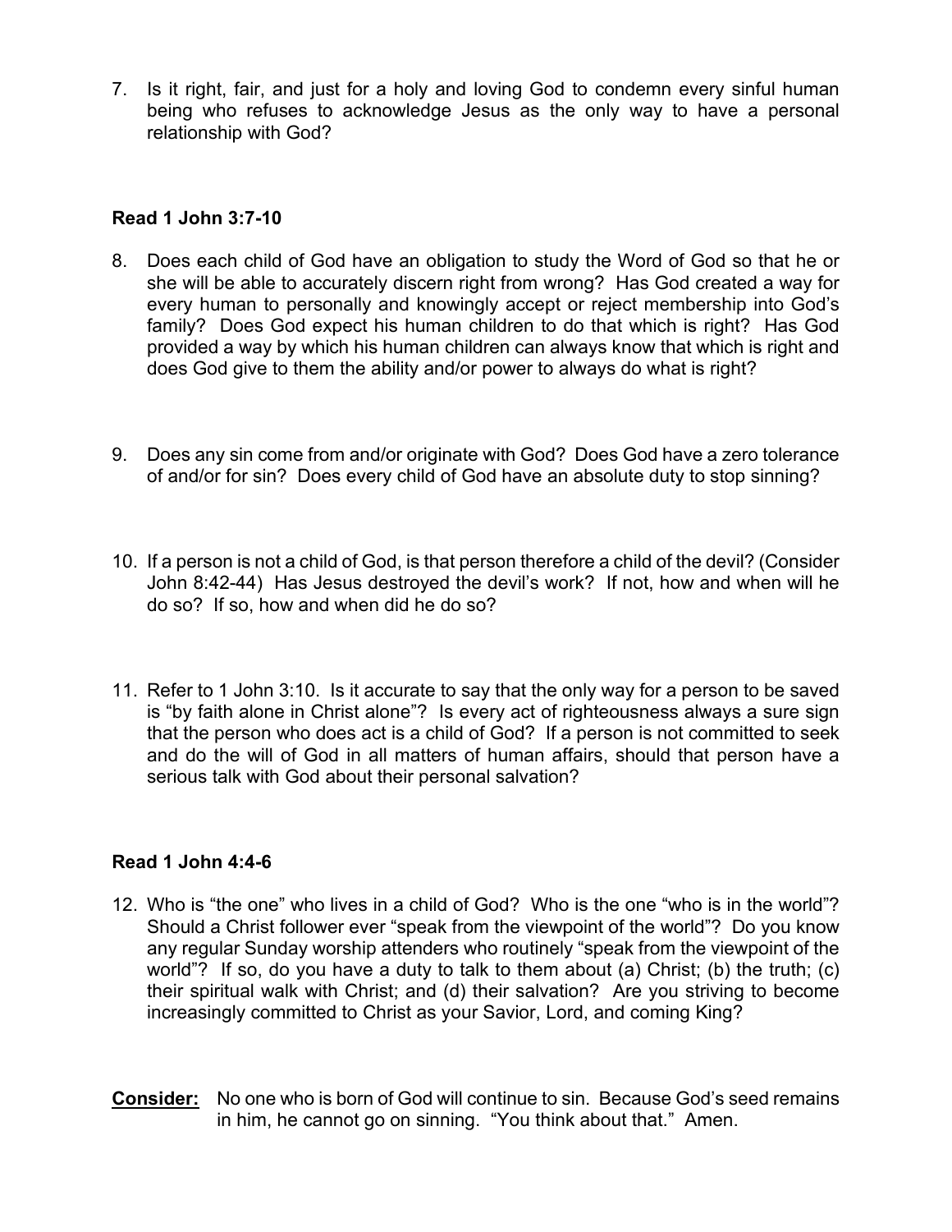7. Is it right, fair, and just for a holy and loving God to condemn every sinful human being who refuses to acknowledge Jesus as the only way to have a personal relationship with God?

**Read 1 John 3:7-10**

8. Does each child of God have an obligation to study the Word of God so that he or she will be able to accurately discern right from wrong? Has God created a way for every human to personally and knowingly accept or reject membership into God's family? Does God expect his human children to do that which is right? Has God provided a way by which his human children can always know that which is right and does God give to them the ability and/or power to always do what is right?

9. Does any sin come from and/or originate with God? Does God have a zero tolerance of and/or for sin? Does every child of God have an absolute duty to stop sinning?

10. If a person is not a child of God, is that person therefore a child of the devil? (Consider John 8:42-44) Has Jesus destroyed the devil's work? If not, how and when will he do so? If so, how and when did he do so?

11. Refer to 1 John 3:10. Is it accurate to say that the only way for a person to be saved is "by faith alone in Christ alone"? Is every act of righteousness always a sure sign that the person who does act is a child of God? If a person is not committed to seek and do the will of God in all matters of human affairs, should that person have a serious talk with God about their personal salvation?

**Read 1 John 4:4-6**

12. Who is "the one" who lives in a child of God? Who is the one "who is in the world"? Should a Christ follower ever "speak from the viewpoint of the world"? Do you know any regular Sunday worship attenders who routinely "speak from the viewpoint of the world"? If so, do you have a duty to talk to them about (a) Christ; (b) the truth; (c) their spiritual walk with Christ; and (d) their salvation? Are you striving to become increasingly committed to Christ as your Savior, Lord, and coming King?

**<u>Consider:</u>** No one who is born of God will continue to sin. Because God's seed remains in him, he cannot go on sinning. "You think about that." Amen.